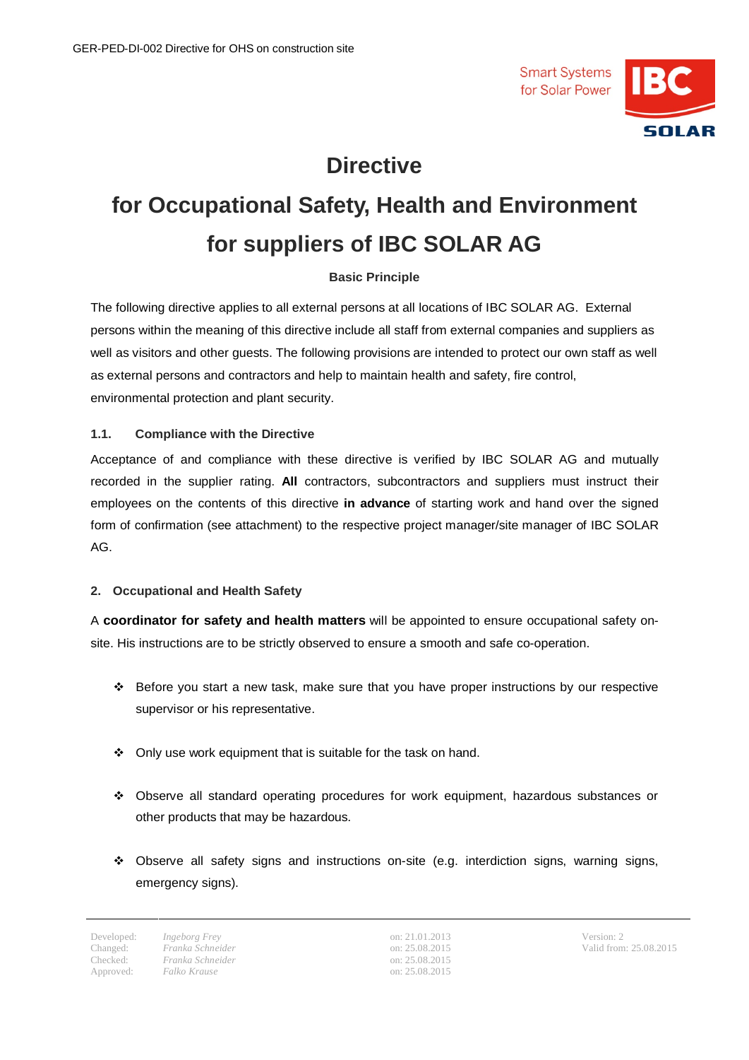# Directive

# for Occupational Safety, Health and Environment for suppliers of IBC SOLAR AG

**Basic Principle**

The following directive applies to all external persons at all locations of IBC SOLAR AG. External persons within the meaning of this directive include all staff from external companies and suppliers as well as visitors and other guests. The following provisions are intended to protect our own staff as well as external persons and contractors and help to maintain health and safety, fire control, environmental protection and plant security.

### 1.1. Compliance with the Directive

Acceptance of and compliance with these directive is verified by IBC SOLAR AG and mutually recorded in the supplier rating. **All** contractors, subcontractors and suppliers must instruct their employees on the contents of this directive **in advance** of starting work and hand over the signed form of confirmation (see attachment) to the respective project manager/site manager of IBC SOLAR AG.

## 2. Occupational and Health Safety

A **coordinator for safety and health matters** will be appointed to ensure occupational safety on-site. His instructions are to be strictly observed to ensure a smooth and safe co-operation.

- Before you start a new task, make sure that you have proper instructions by our respective supervisor or his representative.
- Only use work equipment that is suitable for the task on hand.
- Observe all standard operating procedures for work equipment, hazardous substances or other products that may be hazardous.
- Observe all safety signs and instructions on-site (e.g. interdiction signs, warning signs, emergency signs).

| | | | |
|---|---|---|---|
| Developed: | Ingeborg Frey | on: 21.01.2013 | Version: 2 |
| Changed: | Franka Schneider | on: 25.08.2015 | Valid from: 25.08.2015 |
| Checked: | Franka Schneider | on: 25.08.2015 | |
| Approved: | Falko Krause | on: 25.08.2015 | |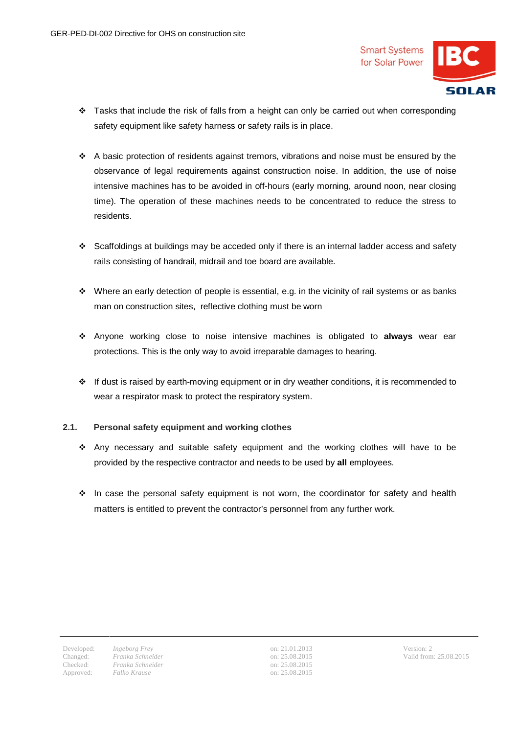- Tasks that include the risk of falls from a height can only be carried out when corresponding safety equipment like safety harness or safety rails is in place.

- A basic protection of residents against tremors, vibrations and noise must be ensured by the observance of legal requirements against construction noise. In addition, the use of noise intensive machines has to be avoided in off-hours (early morning, around noon, near closing time). The operation of these machines needs to be concentrated to reduce the stress to residents.

- Scaffoldings at buildings may be acceded only if there is an internal ladder access and safety rails consisting of handrail, midrail and toe board are available.

- Where an early detection of people is essential, e.g. in the vicinity of rail systems or as banks man on construction sites, reflective clothing must be worn

- Anyone working close to noise intensive machines is obligated to **always** wear ear protections. This is the only way to avoid irreparable damages to hearing.

- If dust is raised by earth-moving equipment or in dry weather conditions, it is recommended to wear a respirator mask to protect the respiratory system.

### 2.1. Personal safety equipment and working clothes

- Any necessary and suitable safety equipment and the working clothes will have to be provided by the respective contractor and needs to be used by **all** employees.

- In case the personal safety equipment is not worn, the coordinator for safety and health matters is entitled to prevent the contractor's personnel from any further work.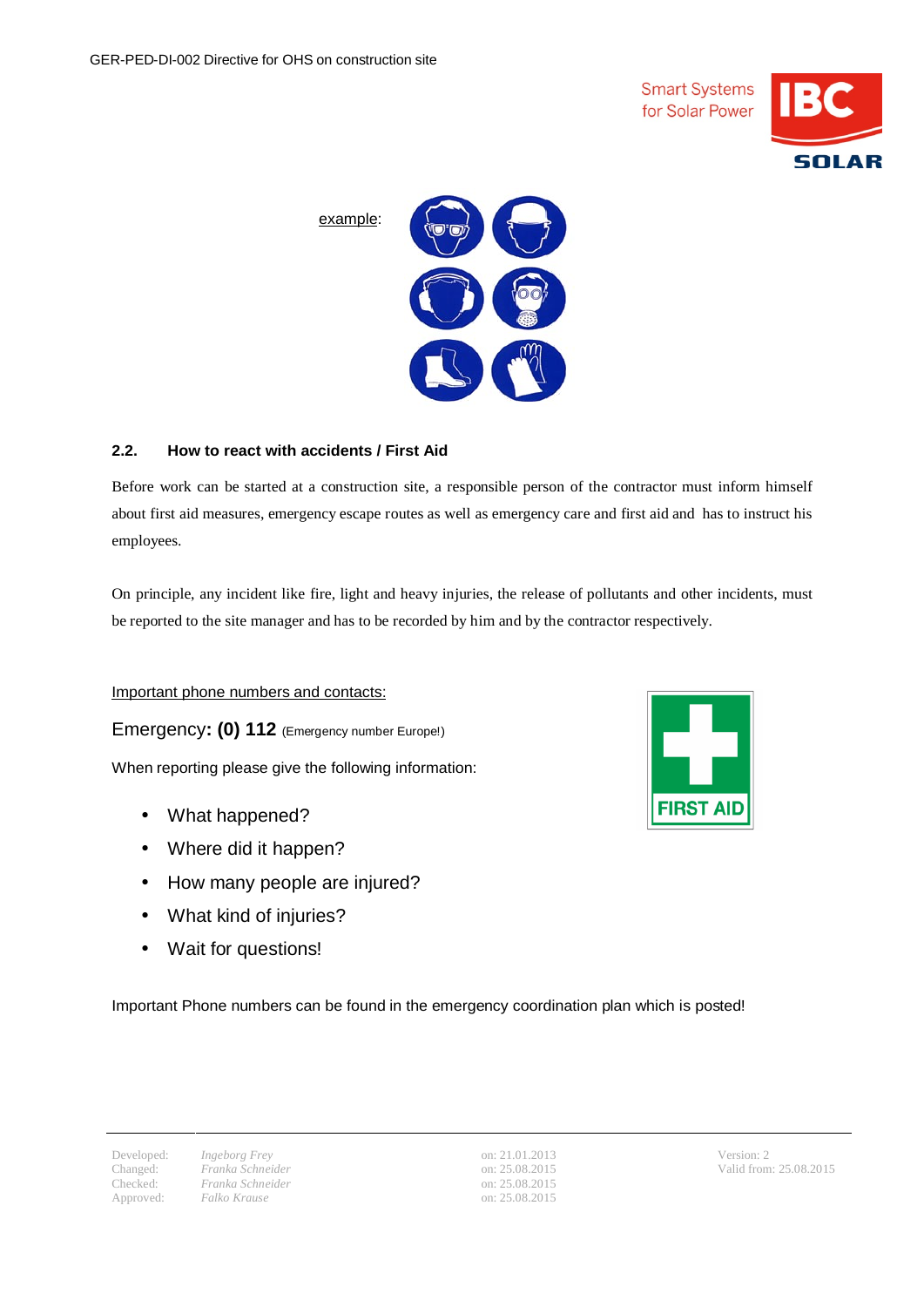example:

## 2.2. How to react with accidents / First Aid

Before work can be started at a construction site, a responsible person of the contractor must inform himself about first aid measures, emergency escape routes as well as emergency care and first aid and has to instruct his employees.

On principle, any incident like fire, light and heavy injuries, the release of pollutants and other incidents, must be reported to the site manager and has to be recorded by him and by the contractor respectively.

Important phone numbers and contacts:

Emergency**: (0) 112** (Emergency number Europe!)

When reporting please give the following information:

- What happened?
- Where did it happen?
- How many people are injured?
- What kind of injuries?
- Wait for questions!

FIRST AID

Important Phone numbers can be found in the emergency coordination plan which is posted!

| | | | |
|---|---|---|---|
| Developed: | *Ingeborg Frey* | on: 21.01.2013 | Version: 2 |
| Changed: | *Franka Schneider* | on: 25.08.2015 | Valid from: 25.08.2015 |
| Checked: | *Franka Schneider* | on: 25.08.2015 | |
| Approved: | *Falko Krause* | on: 25.08.2015 | |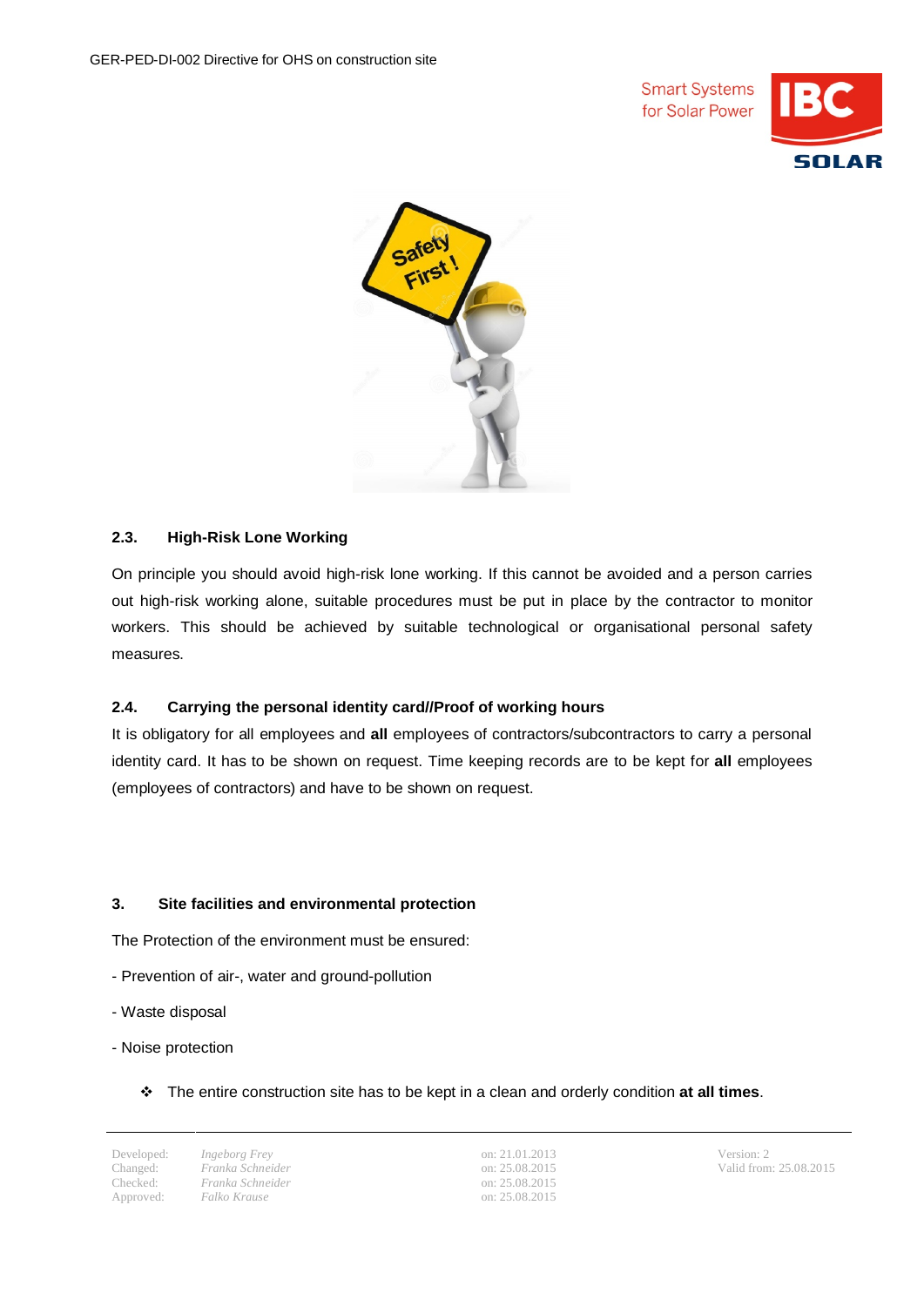### 2.3. High-Risk Lone Working

On principle you should avoid high-risk lone working. If this cannot be avoided and a person carries out high-risk working alone, suitable procedures must be put in place by the contractor to monitor workers. This should be achieved by suitable technological or organisational personal safety measures.

### 2.4. Carrying the personal identity card//Proof of working hours

It is obligatory for all employees and **all** employees of contractors/subcontractors to carry a personal identity card. It has to be shown on request. Time keeping records are to be kept for **all** employees (employees of contractors) and have to be shown on request.

## 3. Site facilities and environmental protection

The Protection of the environment must be ensured:

- Prevention of air-, water and ground-pollution

- Waste disposal

- Noise protection

❖ The entire construction site has to be kept in a clean and orderly condition **at all times**.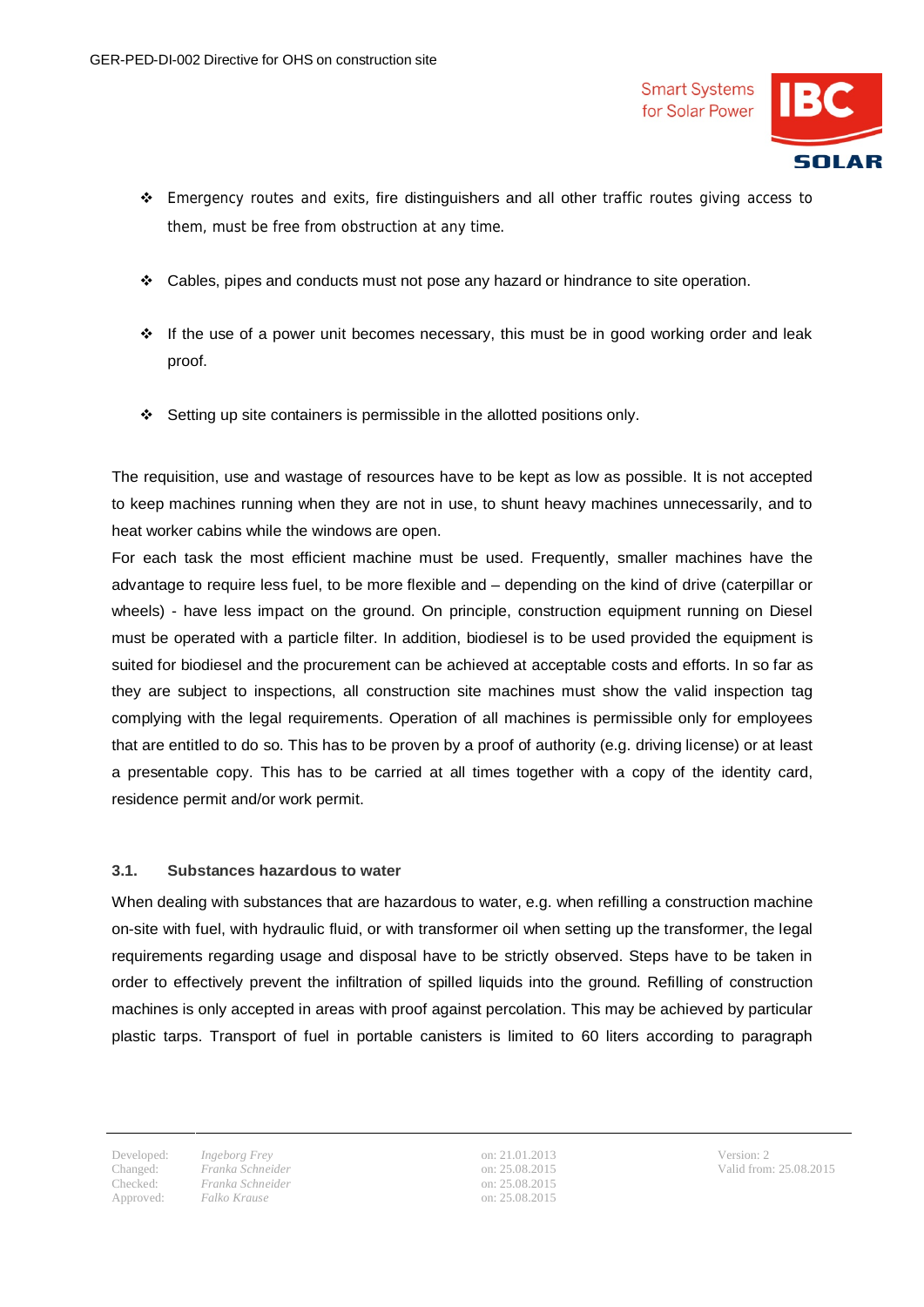- Emergency routes and exits, fire distinguishers and all other traffic routes giving access to them, must be free from obstruction at any time.
- Cables, pipes and conducts must not pose any hazard or hindrance to site operation.
- If the use of a power unit becomes necessary, this must be in good working order and leak proof.
- Setting up site containers is permissible in the allotted positions only.

The requisition, use and wastage of resources have to be kept as low as possible. It is not accepted to keep machines running when they are not in use, to shunt heavy machines unnecessarily, and to heat worker cabins while the windows are open.

For each task the most efficient machine must be used. Frequently, smaller machines have the advantage to require less fuel, to be more flexible and – depending on the kind of drive (caterpillar or wheels) - have less impact on the ground. On principle, construction equipment running on Diesel must be operated with a particle filter. In addition, biodiesel is to be used provided the equipment is suited for biodiesel and the procurement can be achieved at acceptable costs and efforts. In so far as they are subject to inspections, all construction site machines must show the valid inspection tag complying with the legal requirements. Operation of all machines is permissible only for employees that are entitled to do so. This has to be proven by a proof of authority (e.g. driving license) or at least a presentable copy. This has to be carried at all times together with a copy of the identity card, residence permit and/or work permit.

### 3.1. Substances hazardous to water

When dealing with substances that are hazardous to water, e.g. when refilling a construction machine on-site with fuel, with hydraulic fluid, or with transformer oil when setting up the transformer, the legal requirements regarding usage and disposal have to be strictly observed. Steps have to be taken in order to effectively prevent the infiltration of spilled liquids into the ground. Refilling of construction machines is only accepted in areas with proof against percolation. This may be achieved by particular plastic tarps. Transport of fuel in portable canisters is limited to 60 liters according to paragraph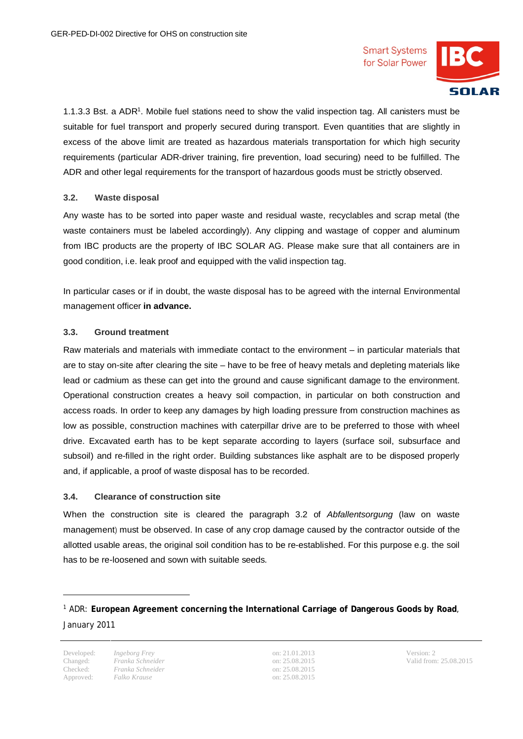1.1.3.3 Bst. a ADR[1]. Mobile fuel stations need to show the valid inspection tag. All canisters must be suitable for fuel transport and properly secured during transport. Even quantities that are slightly in excess of the above limit are treated as hazardous materials transportation for which high security requirements (particular ADR-driver training, fire prevention, load securing) need to be fulfilled. The ADR and other legal requirements for the transport of hazardous goods must be strictly observed.

### 3.2. Waste disposal

Any waste has to be sorted into paper waste and residual waste, recyclables and scrap metal (the waste containers must be labeled accordingly). Any clipping and wastage of copper and aluminum from IBC products are the property of IBC SOLAR AG. Please make sure that all containers are in good condition, i.e. leak proof and equipped with the valid inspection tag.

In particular cases or if in doubt, the waste disposal has to be agreed with the internal Environmental management officer **in advance.**

### 3.3. Ground treatment

Raw materials and materials with immediate contact to the environment – in particular materials that are to stay on-site after clearing the site – have to be free of heavy metals and depleting materials like lead or cadmium as these can get into the ground and cause significant damage to the environment. Operational construction creates a heavy soil compaction, in particular on both construction and access roads. In order to keep any damages by high loading pressure from construction machines as low as possible, construction machines with caterpillar drive are to be preferred to those with wheel drive. Excavated earth has to be kept separate according to layers (surface soil, subsurface and subsoil) and re-filled in the right order. Building substances like asphalt are to be disposed properly and, if applicable, a proof of waste disposal has to be recorded.

### 3.4. Clearance of construction site

When the construction site is cleared the paragraph 3.2 of *Abfallentsorgung* (law on waste management) must be observed. In case of any crop damage caused by the contractor outside of the allotted usable areas, the original soil condition has to be re-established. For this purpose e.g. the soil has to be re-loosened and sown with suitable seeds.

---

[1] ADR: **European Agreement concerning the International Carriage of Dangerous Goods by Road**, January 2011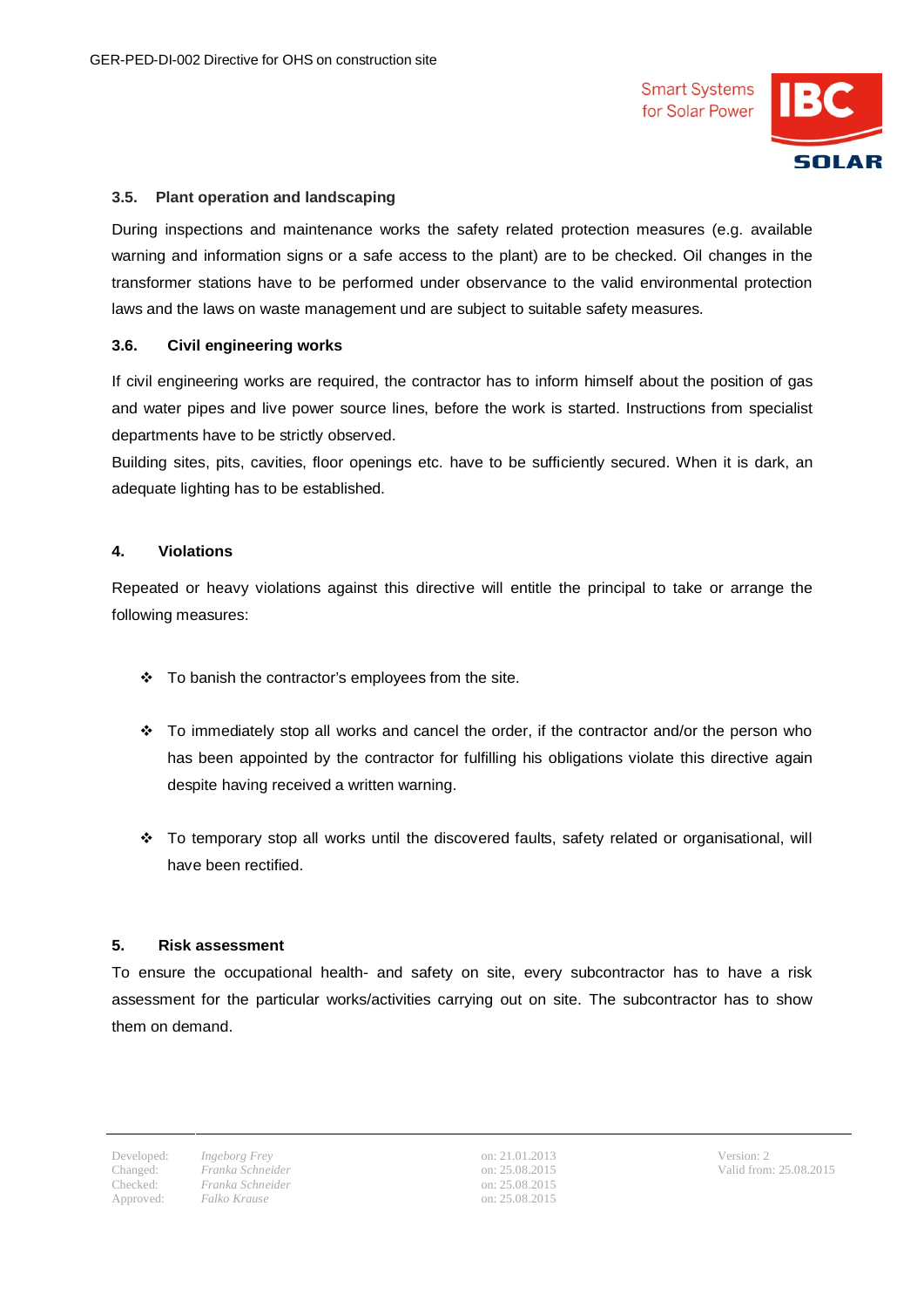### 3.5. Plant operation and landscaping

During inspections and maintenance works the safety related protection measures (e.g. available warning and information signs or a safe access to the plant) are to be checked. Oil changes in the transformer stations have to be performed under observance to the valid environmental protection laws and the laws on waste management und are subject to suitable safety measures.

### 3.6. Civil engineering works

If civil engineering works are required, the contractor has to inform himself about the position of gas and water pipes and live power source lines, before the work is started. Instructions from specialist departments have to be strictly observed.

Building sites, pits, cavities, floor openings etc. have to be sufficiently secured. When it is dark, an adequate lighting has to be established.

## 4. Violations

Repeated or heavy violations against this directive will entitle the principal to take or arrange the following measures:

- To banish the contractor's employees from the site.
- To immediately stop all works and cancel the order, if the contractor and/or the person who has been appointed by the contractor for fulfilling his obligations violate this directive again despite having received a written warning.
- To temporary stop all works until the discovered faults, safety related or organisational, will have been rectified.

## 5. Risk assessment

To ensure the occupational health- and safety on site, every subcontractor has to have a risk assessment for the particular works/activities carrying out on site. The subcontractor has to show them on demand.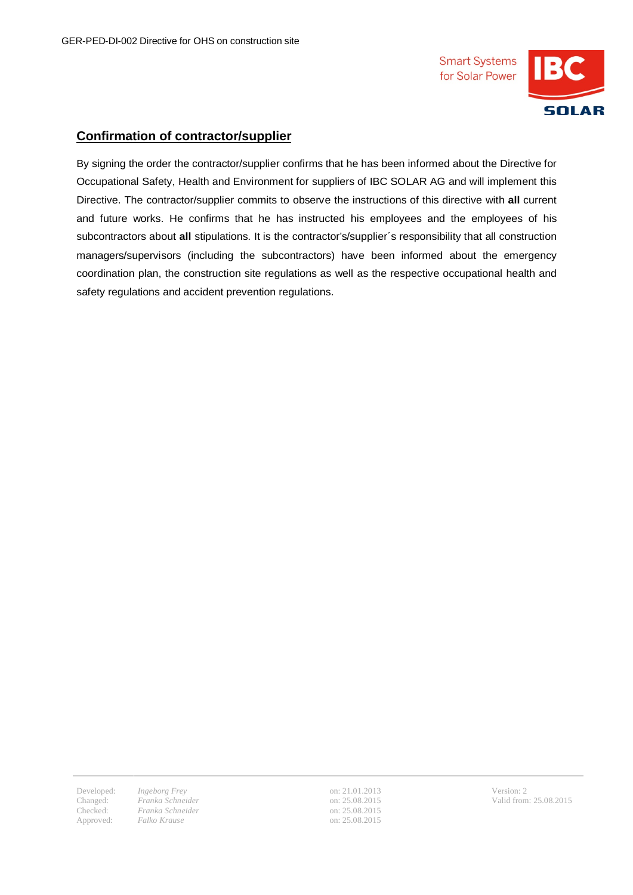## Confirmation of contractor/supplier

By signing the order the contractor/supplier confirms that he has been informed about the Directive for Occupational Safety, Health and Environment for suppliers of IBC SOLAR AG and will implement this Directive. The contractor/supplier commits to observe the instructions of this directive with **all** current and future works. He confirms that he has instructed his employees and the employees of his subcontractors about **all** stipulations. It is the contractor's/supplier´s responsibility that all construction managers/supervisors (including the subcontractors) have been informed about the emergency coordination plan, the construction site regulations as well as the respective occupational health and safety regulations and accident prevention regulations.